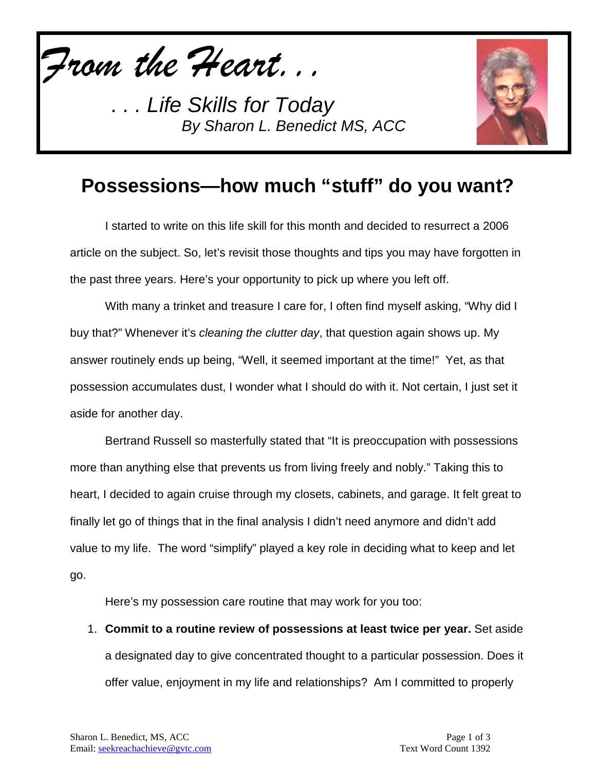*From the Heart. . .*

*. . . Life Skills for Today*
*By Sharon L. Benedict MS, ACC*

# Possessions—how much "stuff" do you want?

I started to write on this life skill for this month and decided to resurrect a 2006 article on the subject. So, let's revisit those thoughts and tips you may have forgotten in the past three years. Here's your opportunity to pick up where you left off.

With many a trinket and treasure I care for, I often find myself asking, "Why did I buy that?" Whenever it's *cleaning the clutter day*, that question again shows up. My answer routinely ends up being, "Well, it seemed important at the time!" Yet, as that possession accumulates dust, I wonder what I should do with it. Not certain, I just set it aside for another day.

Bertrand Russell so masterfully stated that "It is preoccupation with possessions more than anything else that prevents us from living freely and nobly." Taking this to heart, I decided to again cruise through my closets, cabinets, and garage. It felt great to finally let go of things that in the final analysis I didn't need anymore and didn't add value to my life. The word "simplify" played a key role in deciding what to keep and let go.

Here's my possession care routine that may work for you too:

1. **Commit to a routine review of possessions at least twice per year.** Set aside a designated day to give concentrated thought to a particular possession. Does it offer value, enjoyment in my life and relationships? Am I committed to properly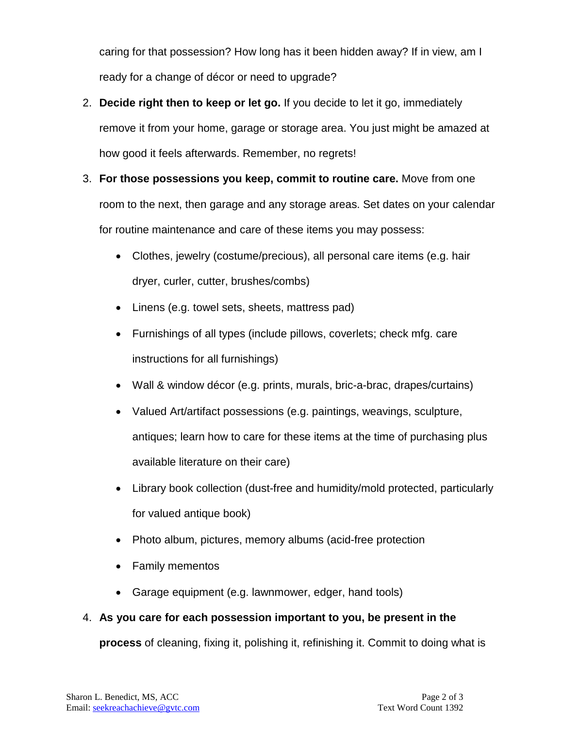caring for that possession? How long has it been hidden away? If in view, am I ready for a change of décor or need to upgrade?

2. **Decide right then to keep or let go.** If you decide to let it go, immediately remove it from your home, garage or storage area. You just might be amazed at how good it feels afterwards. Remember, no regrets!
3. **For those possessions you keep, commit to routine care.** Move from one room to the next, then garage and any storage areas. Set dates on your calendar for routine maintenance and care of these items you may possess:
   - Clothes, jewelry (costume/precious), all personal care items (e.g. hair dryer, curler, cutter, brushes/combs)
   - Linens (e.g. towel sets, sheets, mattress pad)
   - Furnishings of all types (include pillows, coverlets; check mfg. care instructions for all furnishings)
   - Wall & window décor (e.g. prints, murals, bric-a-brac, drapes/curtains)
   - Valued Art/artifact possessions (e.g. paintings, weavings, sculpture, antiques; learn how to care for these items at the time of purchasing plus available literature on their care)
   - Library book collection (dust-free and humidity/mold protected, particularly for valued antique book)
   - Photo album, pictures, memory albums (acid-free protection
   - Family mementos
   - Garage equipment (e.g. lawnmower, edger, hand tools)
4. **As you care for each possession important to you, be present in the process** of cleaning, fixing it, polishing it, refinishing it. Commit to doing what is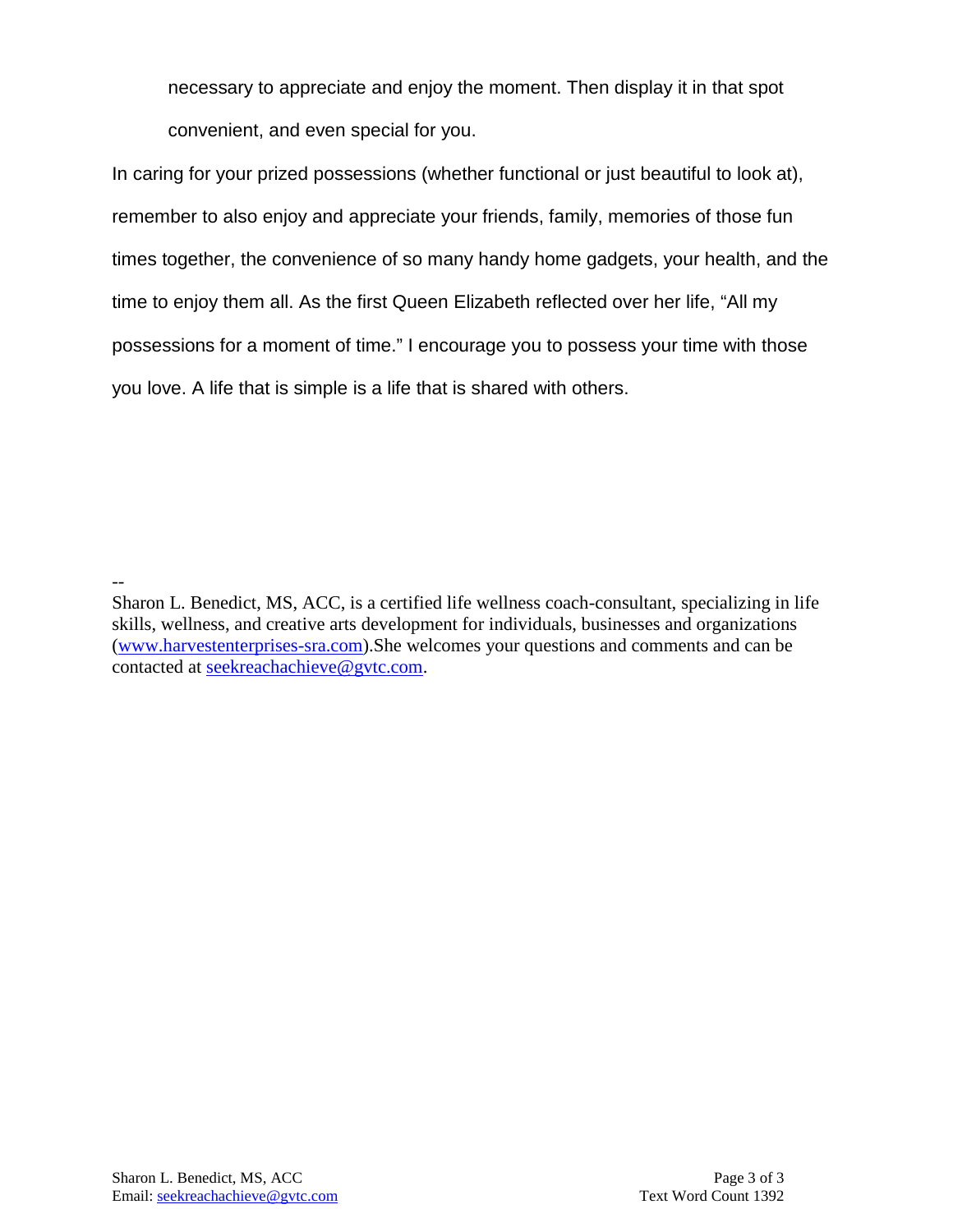necessary to appreciate and enjoy the moment. Then display it in that spot convenient, and even special for you.

In caring for your prized possessions (whether functional or just beautiful to look at), remember to also enjoy and appreciate your friends, family, memories of those fun times together, the convenience of so many handy home gadgets, your health, and the time to enjoy them all. As the first Queen Elizabeth reflected over her life, "All my possessions for a moment of time." I encourage you to possess your time with those you love. A life that is simple is a life that is shared with others.

--

Sharon L. Benedict, MS, ACC, is a certified life wellness coach-consultant, specializing in life skills, wellness, and creative arts development for individuals, businesses and organizations (www.harvestenterprises-sra.com).She welcomes your questions and comments and can be contacted at seekreachachieve@gvtc.com.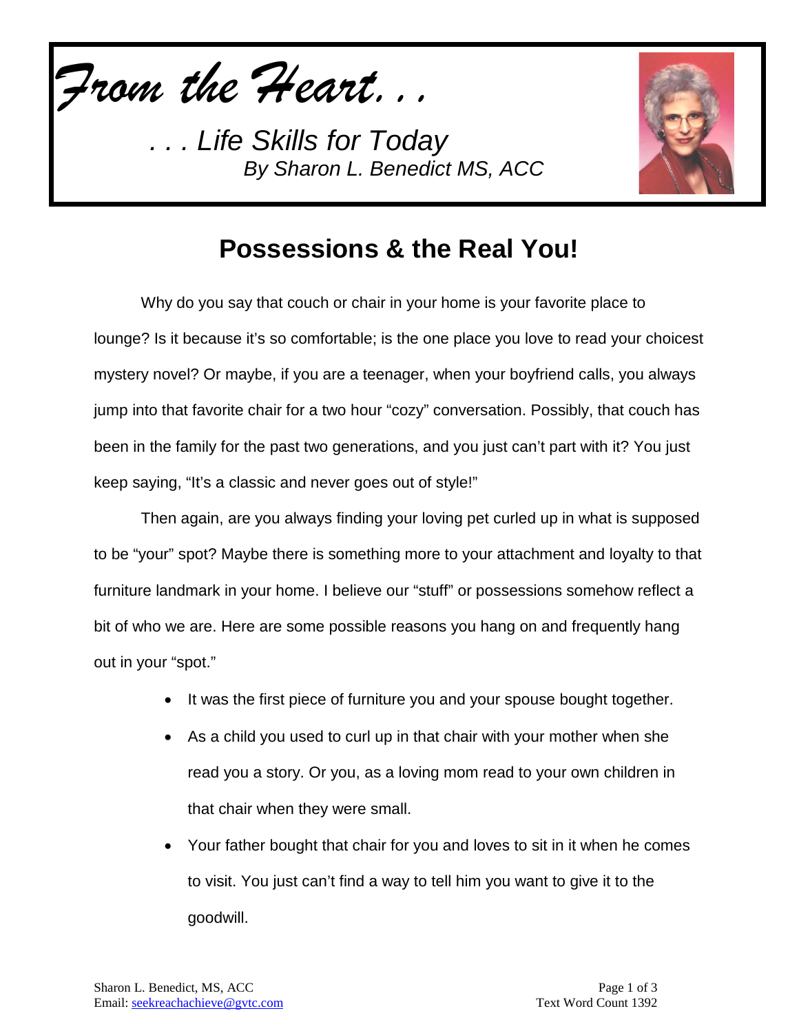*From the Heart. . .*

*. . . Life Skills for Today*

*By Sharon L. Benedict MS, ACC*

# Possessions & the Real You!

Why do you say that couch or chair in your home is your favorite place to lounge? Is it because it's so comfortable; is the one place you love to read your choicest mystery novel? Or maybe, if you are a teenager, when your boyfriend calls, you always jump into that favorite chair for a two hour "cozy" conversation. Possibly, that couch has been in the family for the past two generations, and you just can't part with it? You just keep saying, "It's a classic and never goes out of style!"

Then again, are you always finding your loving pet curled up in what is supposed to be "your" spot? Maybe there is something more to your attachment and loyalty to that furniture landmark in your home. I believe our "stuff" or possessions somehow reflect a bit of who we are. Here are some possible reasons you hang on and frequently hang out in your "spot."

- It was the first piece of furniture you and your spouse bought together.
- As a child you used to curl up in that chair with your mother when she read you a story. Or you, as a loving mom read to your own children in that chair when they were small.
- Your father bought that chair for you and loves to sit in it when he comes to visit. You just can't find a way to tell him you want to give it to the goodwill.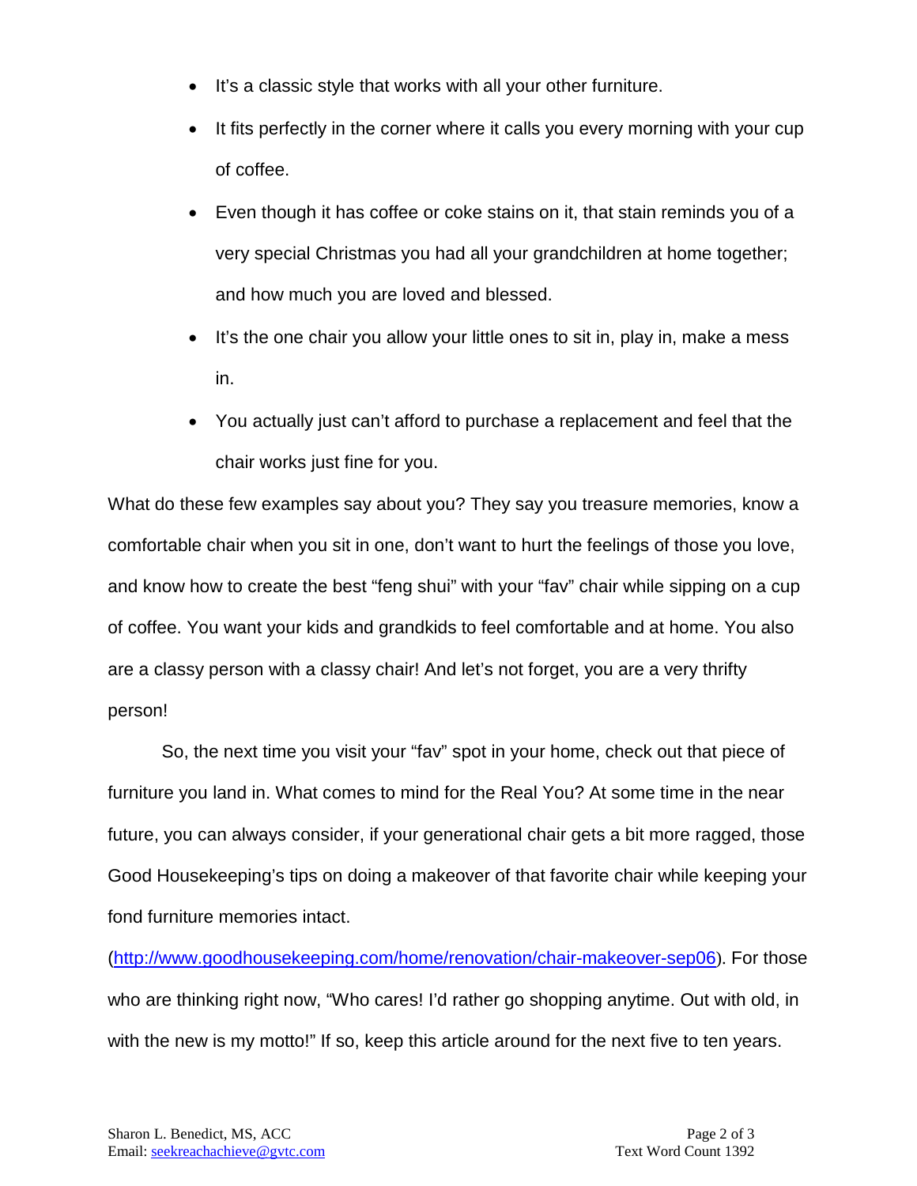- It's a classic style that works with all your other furniture.
- It fits perfectly in the corner where it calls you every morning with your cup of coffee.
- Even though it has coffee or coke stains on it, that stain reminds you of a very special Christmas you had all your grandchildren at home together; and how much you are loved and blessed.
- It's the one chair you allow your little ones to sit in, play in, make a mess in.
- You actually just can't afford to purchase a replacement and feel that the chair works just fine for you.

What do these few examples say about you? They say you treasure memories, know a comfortable chair when you sit in one, don't want to hurt the feelings of those you love, and know how to create the best "feng shui" with your "fav" chair while sipping on a cup of coffee. You want your kids and grandkids to feel comfortable and at home. You also are a classy person with a classy chair! And let's not forget, you are a very thrifty person!

So, the next time you visit your "fav" spot in your home, check out that piece of furniture you land in. What comes to mind for the Real You? At some time in the near future, you can always consider, if your generational chair gets a bit more ragged, those Good Housekeeping's tips on doing a makeover of that favorite chair while keeping your fond furniture memories intact. (http://www.goodhousekeeping.com/home/renovation/chair-makeover-sep06). For those who are thinking right now, "Who cares! I'd rather go shopping anytime. Out with old, in with the new is my motto!" If so, keep this article around for the next five to ten years.

Sharon L. Benedict, MS, ACC
Email: seekreachachieve@gvtc.com

Text Word Count 1392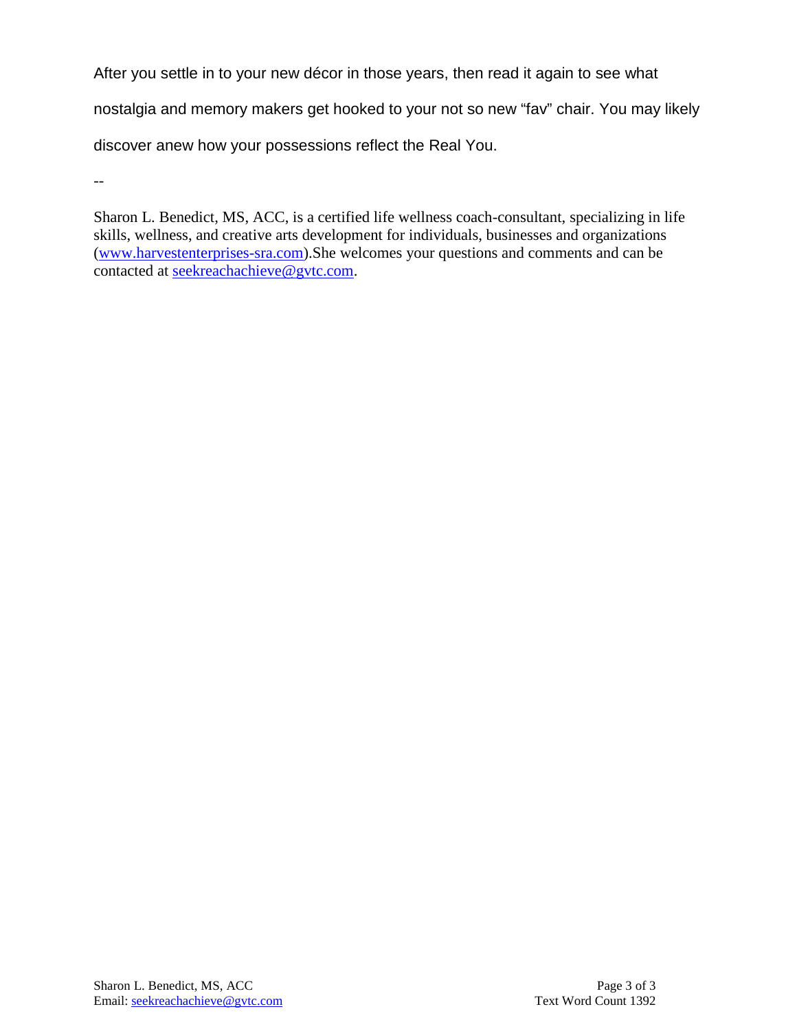After you settle in to your new décor in those years, then read it again to see what nostalgia and memory makers get hooked to your not so new "fav" chair. You may likely discover anew how your possessions reflect the Real You.

--

Sharon L. Benedict, MS, ACC, is a certified life wellness coach-consultant, specializing in life skills, wellness, and creative arts development for individuals, businesses and organizations (www.harvestenterprises-sra.com).She welcomes your questions and comments and can be contacted at seekreachachieve@gvtc.com.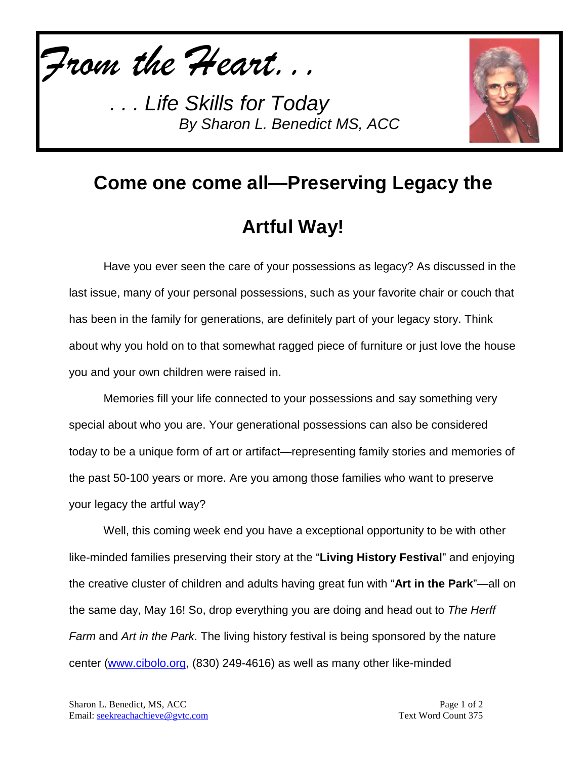*From the Heart. . .*

*. . . Life Skills for Today*
*By Sharon L. Benedict MS, ACC*

# Come one come all—Preserving Legacy the Artful Way!

Have you ever seen the care of your possessions as legacy? As discussed in the last issue, many of your personal possessions, such as your favorite chair or couch that has been in the family for generations, are definitely part of your legacy story. Think about why you hold on to that somewhat ragged piece of furniture or just love the house you and your own children were raised in.

Memories fill your life connected to your possessions and say something very special about who you are. Your generational possessions can also be considered today to be a unique form of art or artifact—representing family stories and memories of the past 50-100 years or more. Are you among those families who want to preserve your legacy the artful way?

Well, this coming week end you have a exceptional opportunity to be with other like-minded families preserving their story at the "**Living History Festival**" and enjoying the creative cluster of children and adults having great fun with "**Art in the Park**"—all on the same day, May 16! So, drop everything you are doing and head out to *The Herff Farm* and *Art in the Park*. The living history festival is being sponsored by the nature center (www.cibolo.org, (830) 249-4616) as well as many other like-minded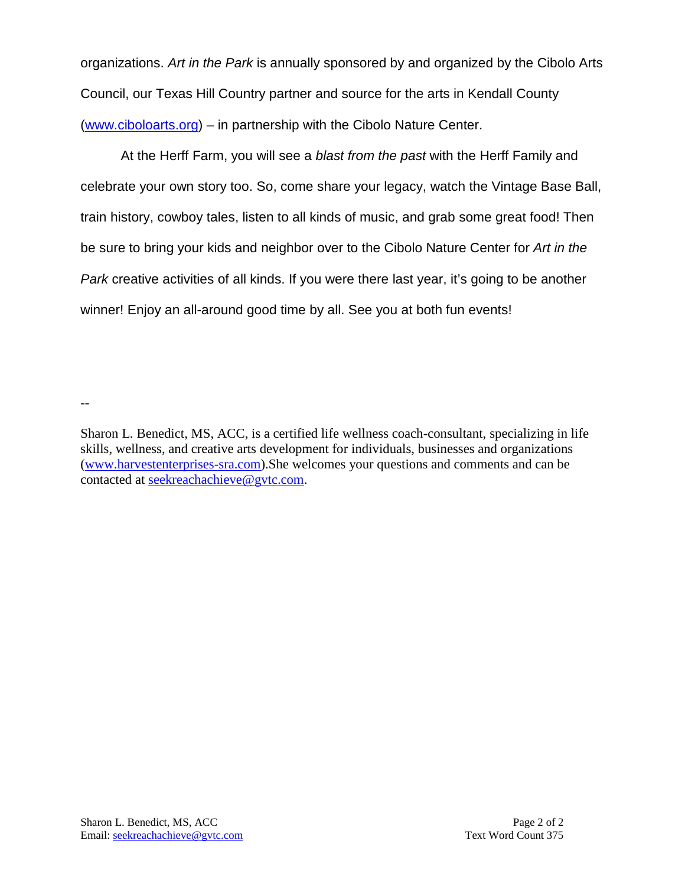organizations. *Art in the Park* is annually sponsored by and organized by the Cibolo Arts Council, our Texas Hill Country partner and source for the arts in Kendall County ([www.ciboloarts.org](http://www.ciboloarts.org)) – in partnership with the Cibolo Nature Center.

At the Herff Farm, you will see a *blast from the past* with the Herff Family and celebrate your own story too. So, come share your legacy, watch the Vintage Base Ball, train history, cowboy tales, listen to all kinds of music, and grab some great food! Then be sure to bring your kids and neighbor over to the Cibolo Nature Center for *Art in the Park* creative activities of all kinds. If you were there last year, it's going to be another winner! Enjoy an all-around good time by all. See you at both fun events!

--

Sharon L. Benedict, MS, ACC, is a certified life wellness coach-consultant, specializing in life skills, wellness, and creative arts development for individuals, businesses and organizations ([www.harvestenterprises-sra.com](http://www.harvestenterprises-sra.com)).She welcomes your questions and comments and can be contacted at [seekreachachieve@gvtc.com](mailto:seekreachachieve@gvtc.com).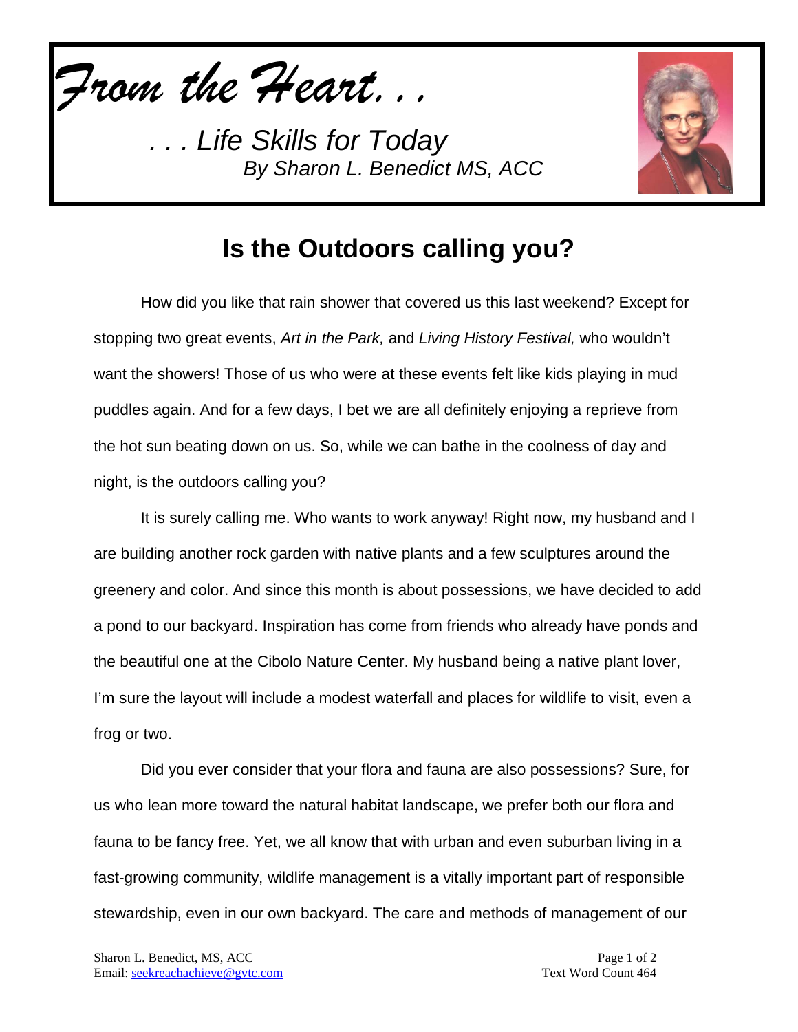*From the Heart...*

*. . . Life Skills for Today*
*By Sharon L. Benedict MS, ACC*

# Is the Outdoors calling you?

How did you like that rain shower that covered us this last weekend? Except for stopping two great events, *Art in the Park,* and *Living History Festival,* who wouldn't want the showers! Those of us who were at these events felt like kids playing in mud puddles again. And for a few days, I bet we are all definitely enjoying a reprieve from the hot sun beating down on us. So, while we can bathe in the coolness of day and night, is the outdoors calling you?

It is surely calling me. Who wants to work anyway! Right now, my husband and I are building another rock garden with native plants and a few sculptures around the greenery and color. And since this month is about possessions, we have decided to add a pond to our backyard. Inspiration has come from friends who already have ponds and the beautiful one at the Cibolo Nature Center. My husband being a native plant lover, I'm sure the layout will include a modest waterfall and places for wildlife to visit, even a frog or two.

Did you ever consider that your flora and fauna are also possessions? Sure, for us who lean more toward the natural habitat landscape, we prefer both our flora and fauna to be fancy free. Yet, we all know that with urban and even suburban living in a fast-growing community, wildlife management is a vitally important part of responsible stewardship, even in our own backyard. The care and methods of management of our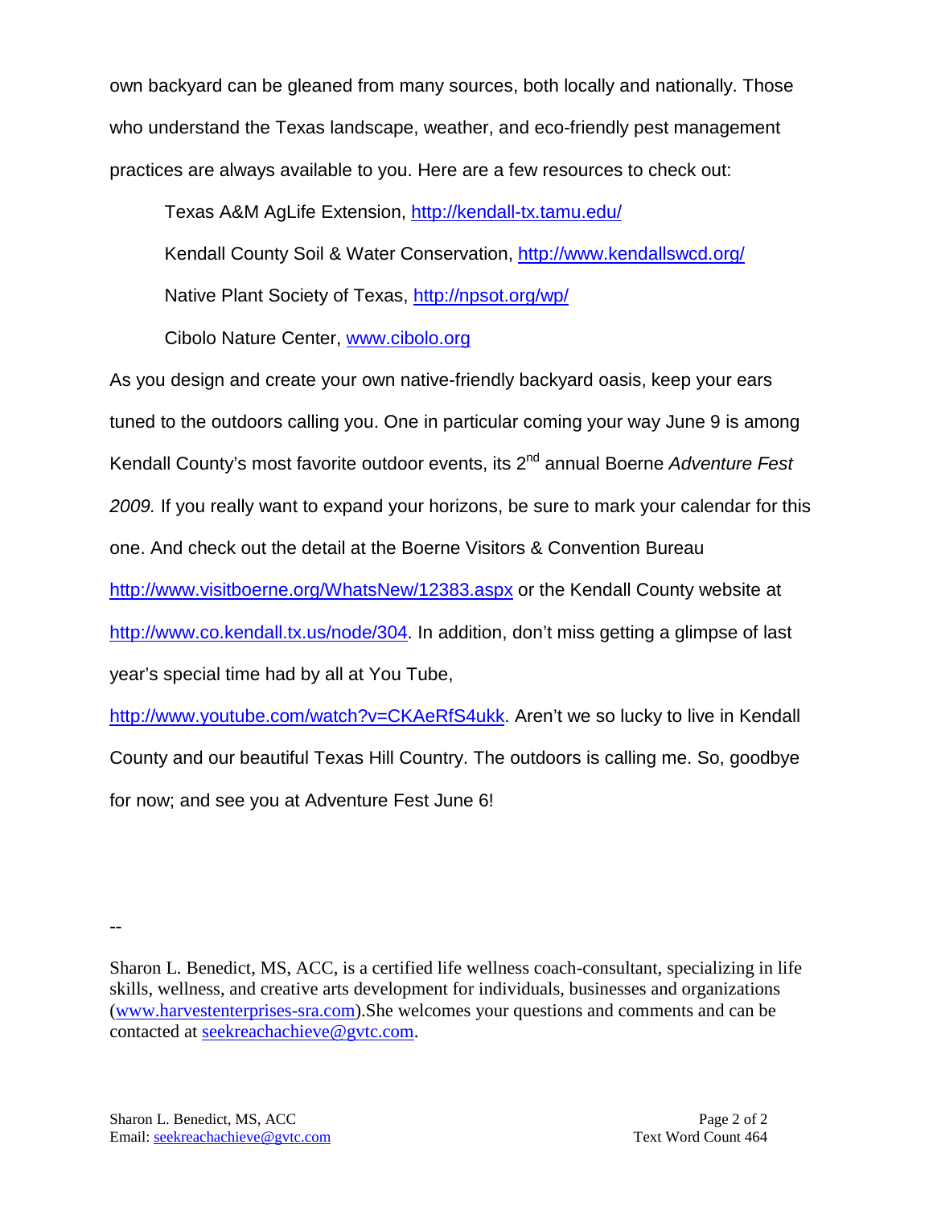own backyard can be gleaned from many sources, both locally and nationally. Those who understand the Texas landscape, weather, and eco-friendly pest management practices are always available to you. Here are a few resources to check out:

Texas A&M AgLife Extension, http://kendall-tx.tamu.edu/

Kendall County Soil & Water Conservation, http://www.kendallswcd.org/

Native Plant Society of Texas, http://npsot.org/wp/

Cibolo Nature Center, www.cibolo.org

As you design and create your own native-friendly backyard oasis, keep your ears tuned to the outdoors calling you. One in particular coming your way June 9 is among Kendall County's most favorite outdoor events, its 2nd annual Boerne *Adventure Fest 2009.* If you really want to expand your horizons, be sure to mark your calendar for this one. And check out the detail at the Boerne Visitors & Convention Bureau http://www.visitboerne.org/WhatsNew/12383.aspx or the Kendall County website at http://www.co.kendall.tx.us/node/304. In addition, don't miss getting a glimpse of last year's special time had by all at You Tube, http://www.youtube.com/watch?v=CKAeRfS4ukk. Aren't we so lucky to live in Kendall County and our beautiful Texas Hill Country. The outdoors is calling me. So, goodbye for now; and see you at Adventure Fest June 6!

--

Sharon L. Benedict, MS, ACC, is a certified life wellness coach-consultant, specializing in life skills, wellness, and creative arts development for individuals, businesses and organizations (www.harvestenterprises-sra.com).She welcomes your questions and comments and can be contacted at seekreachachieve@gvtc.com.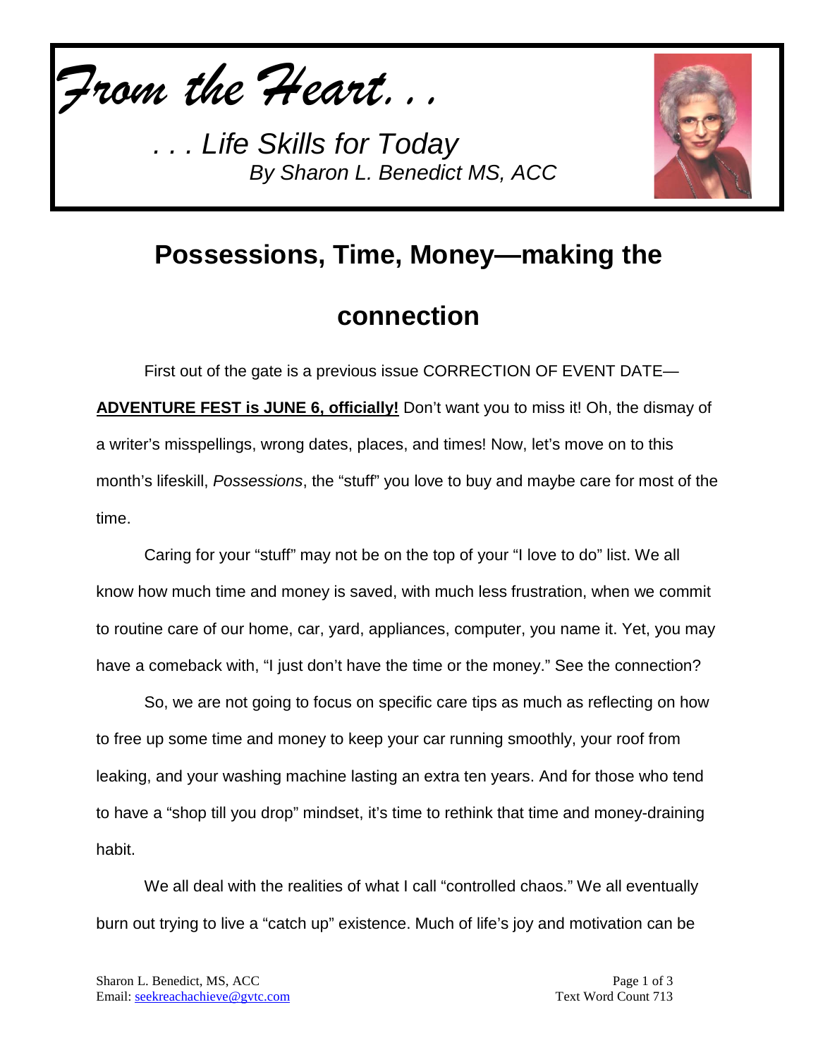*From the Heart. . .*

*. . . Life Skills for Today*
*By Sharon L. Benedict MS, ACC*

# Possessions, Time, Money—making the connection

First out of the gate is a previous issue CORRECTION OF EVENT DATE—**ADVENTURE FEST is JUNE 6, officially!** Don't want you to miss it! Oh, the dismay of a writer's misspellings, wrong dates, places, and times! Now, let's move on to this month's lifeskill, *Possessions*, the "stuff" you love to buy and maybe care for most of the time.

Caring for your "stuff" may not be on the top of your "I love to do" list. We all know how much time and money is saved, with much less frustration, when we commit to routine care of our home, car, yard, appliances, computer, you name it. Yet, you may have a comeback with, "I just don't have the time or the money." See the connection?

So, we are not going to focus on specific care tips as much as reflecting on how to free up some time and money to keep your car running smoothly, your roof from leaking, and your washing machine lasting an extra ten years. And for those who tend to have a "shop till you drop" mindset, it's time to rethink that time and money-draining habit.

We all deal with the realities of what I call "controlled chaos." We all eventually burn out trying to live a "catch up" existence. Much of life's joy and motivation can be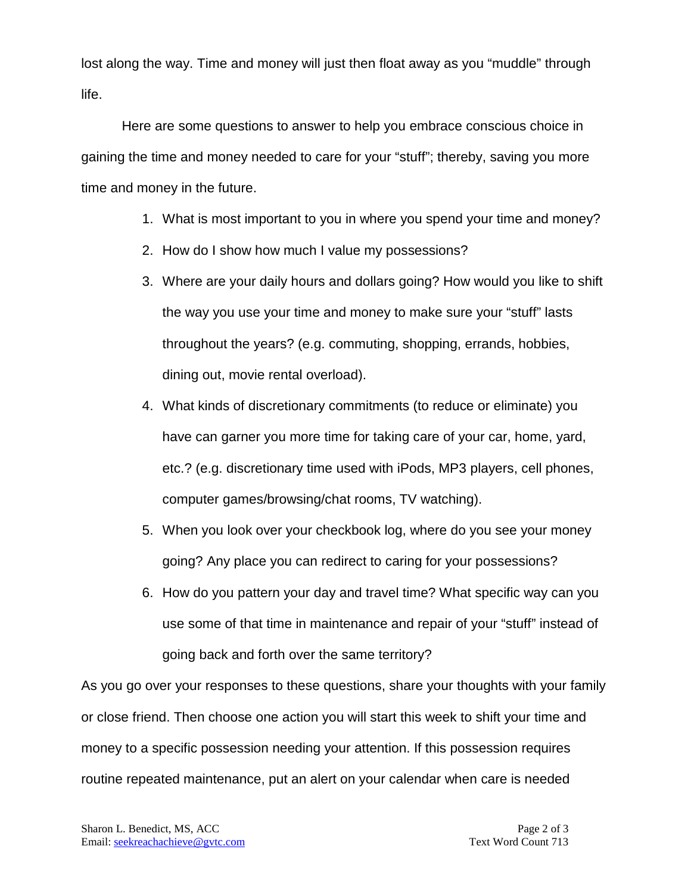lost along the way. Time and money will just then float away as you "muddle" through life.

Here are some questions to answer to help you embrace conscious choice in gaining the time and money needed to care for your "stuff"; thereby, saving you more time and money in the future.

1. What is most important to you in where you spend your time and money?
2. How do I show how much I value my possessions?
3. Where are your daily hours and dollars going? How would you like to shift the way you use your time and money to make sure your "stuff" lasts throughout the years? (e.g. commuting, shopping, errands, hobbies, dining out, movie rental overload).
4. What kinds of discretionary commitments (to reduce or eliminate) you have can garner you more time for taking care of your car, home, yard, etc.? (e.g. discretionary time used with iPods, MP3 players, cell phones, computer games/browsing/chat rooms, TV watching).
5. When you look over your checkbook log, where do you see your money going? Any place you can redirect to caring for your possessions?
6. How do you pattern your day and travel time? What specific way can you use some of that time in maintenance and repair of your "stuff" instead of going back and forth over the same territory?

As you go over your responses to these questions, share your thoughts with your family or close friend. Then choose one action you will start this week to shift your time and money to a specific possession needing your attention. If this possession requires routine repeated maintenance, put an alert on your calendar when care is needed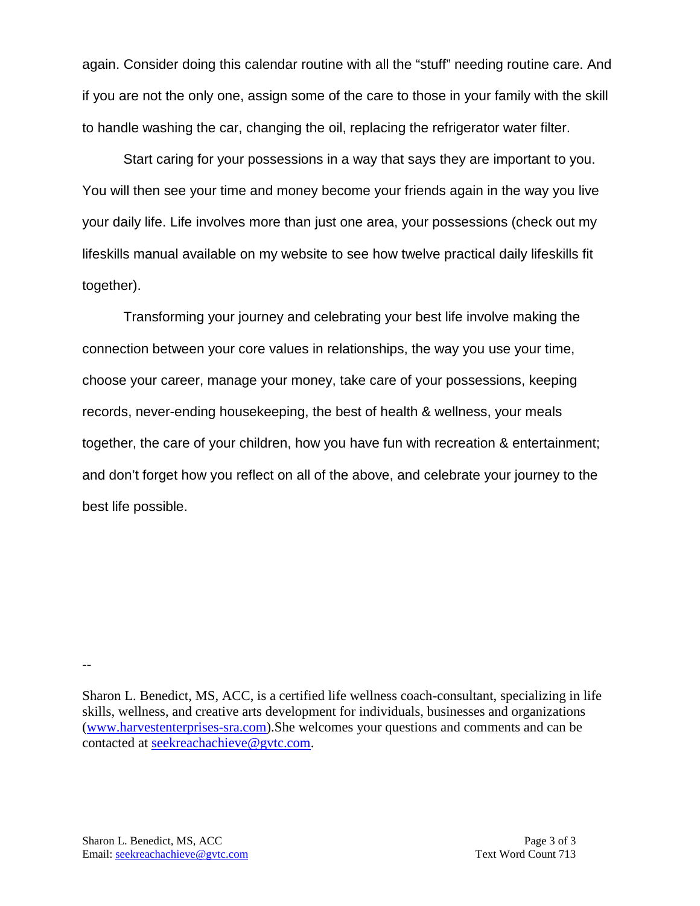again. Consider doing this calendar routine with all the "stuff" needing routine care. And if you are not the only one, assign some of the care to those in your family with the skill to handle washing the car, changing the oil, replacing the refrigerator water filter.

Start caring for your possessions in a way that says they are important to you. You will then see your time and money become your friends again in the way you live your daily life. Life involves more than just one area, your possessions (check out my lifeskills manual available on my website to see how twelve practical daily lifeskills fit together).

Transforming your journey and celebrating your best life involve making the connection between your core values in relationships, the way you use your time, choose your career, manage your money, take care of your possessions, keeping records, never-ending housekeeping, the best of health & wellness, your meals together, the care of your children, how you have fun with recreation & entertainment; and don't forget how you reflect on all of the above, and celebrate your journey to the best life possible.

--

Sharon L. Benedict, MS, ACC, is a certified life wellness coach-consultant, specializing in life skills, wellness, and creative arts development for individuals, businesses and organizations ([www.harvestenterprises-sra.com](http://www.harvestenterprises-sra.com)).She welcomes your questions and comments and can be contacted at [seekreachachieve@gvtc.com](mailto:seekreachachieve@gvtc.com).